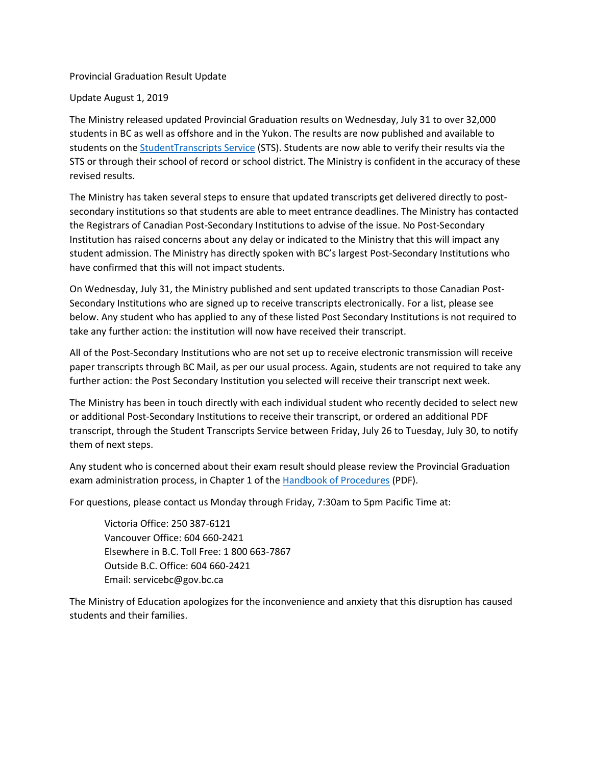Provincial Graduation Result Update

Update August 1, 2019

The Ministry released updated Provincial Graduation results on Wednesday, July 31 to over 32,000 students in BC as well as offshore and in the Yukon. The results are now published and available to students on the StudentTranscripts Service (STS). Students are now able to verify their results via the STS or through their school of record or school district. The Ministry is confident in the accuracy of these revised results.

The Ministry has taken several steps to ensure that updated transcripts get delivered directly to post-secondary institutions so that students are able to meet entrance deadlines. The Ministry has contacted the Registrars of Canadian Post-Secondary Institutions to advise of the issue. No Post-Secondary Institution has raised concerns about any delay or indicated to the Ministry that this will impact any student admission. The Ministry has directly spoken with BC's largest Post-Secondary Institutions who have confirmed that this will not impact students.

On Wednesday, July 31, the Ministry published and sent updated transcripts to those Canadian Post-Secondary Institutions who are signed up to receive transcripts electronically. For a list, please see below. Any student who has applied to any of these listed Post Secondary Institutions is not required to take any further action: the institution will now have received their transcript.

All of the Post-Secondary Institutions who are not set up to receive electronic transmission will receive paper transcripts through BC Mail, as per our usual process. Again, students are not required to take any further action: the Post Secondary Institution you selected will receive their transcript next week.

The Ministry has been in touch directly with each individual student who recently decided to select new or additional Post-Secondary Institutions to receive their transcript, or ordered an additional PDF transcript, through the Student Transcripts Service between Friday, July 26 to Tuesday, July 30, to notify them of next steps.

Any student who is concerned about their exam result should please review the Provincial Graduation exam administration process, in Chapter 1 of the Handbook of Procedures (PDF).

For questions, please contact us Monday through Friday, 7:30am to 5pm Pacific Time at:

> Victoria Office: 250 387-6121
> Vancouver Office: 604 660-2421
> Elsewhere in B.C. Toll Free: 1 800 663-7867
> Outside B.C. Office: 604 660-2421
> Email: servicebc@gov.bc.ca

The Ministry of Education apologizes for the inconvenience and anxiety that this disruption has caused students and their families.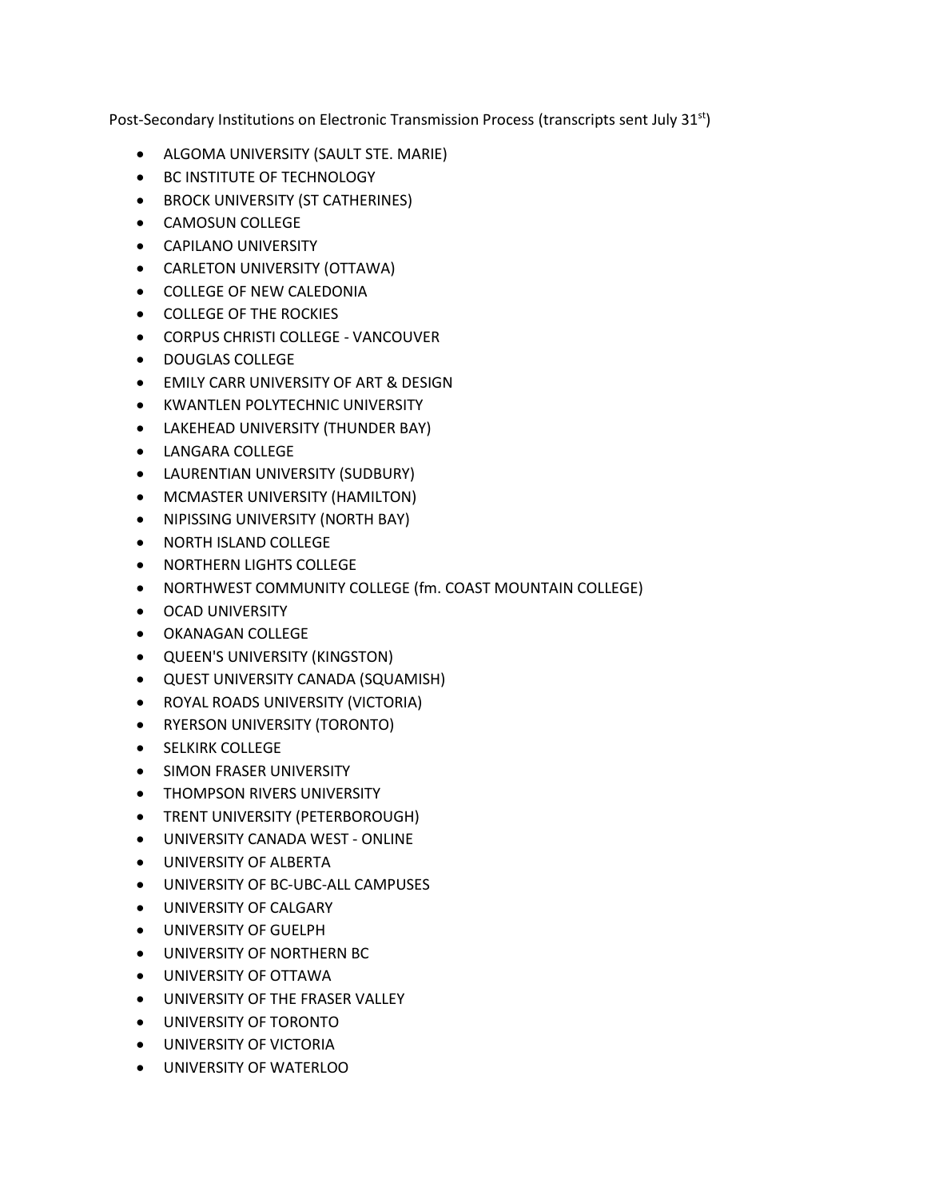Post-Secondary Institutions on Electronic Transmission Process (transcripts sent July 31st)

- ALGOMA UNIVERSITY (SAULT STE. MARIE)
- BC INSTITUTE OF TECHNOLOGY
- BROCK UNIVERSITY (ST CATHERINES)
- CAMOSUN COLLEGE
- CAPILANO UNIVERSITY
- CARLETON UNIVERSITY (OTTAWA)
- COLLEGE OF NEW CALEDONIA
- COLLEGE OF THE ROCKIES
- CORPUS CHRISTI COLLEGE - VANCOUVER
- DOUGLAS COLLEGE
- EMILY CARR UNIVERSITY OF ART & DESIGN
- KWANTLEN POLYTECHNIC UNIVERSITY
- LAKEHEAD UNIVERSITY (THUNDER BAY)
- LANGARA COLLEGE
- LAURENTIAN UNIVERSITY (SUDBURY)
- MCMASTER UNIVERSITY (HAMILTON)
- NIPISSING UNIVERSITY (NORTH BAY)
- NORTH ISLAND COLLEGE
- NORTHERN LIGHTS COLLEGE
- NORTHWEST COMMUNITY COLLEGE (fm. COAST MOUNTAIN COLLEGE)
- OCAD UNIVERSITY
- OKANAGAN COLLEGE
- QUEEN'S UNIVERSITY (KINGSTON)
- QUEST UNIVERSITY CANADA (SQUAMISH)
- ROYAL ROADS UNIVERSITY (VICTORIA)
- RYERSON UNIVERSITY (TORONTO)
- SELKIRK COLLEGE
- SIMON FRASER UNIVERSITY
- THOMPSON RIVERS UNIVERSITY
- TRENT UNIVERSITY (PETERBOROUGH)
- UNIVERSITY CANADA WEST - ONLINE
- UNIVERSITY OF ALBERTA
- UNIVERSITY OF BC-UBC-ALL CAMPUSES
- UNIVERSITY OF CALGARY
- UNIVERSITY OF GUELPH
- UNIVERSITY OF NORTHERN BC
- UNIVERSITY OF OTTAWA
- UNIVERSITY OF THE FRASER VALLEY
- UNIVERSITY OF TORONTO
- UNIVERSITY OF VICTORIA
- UNIVERSITY OF WATERLOO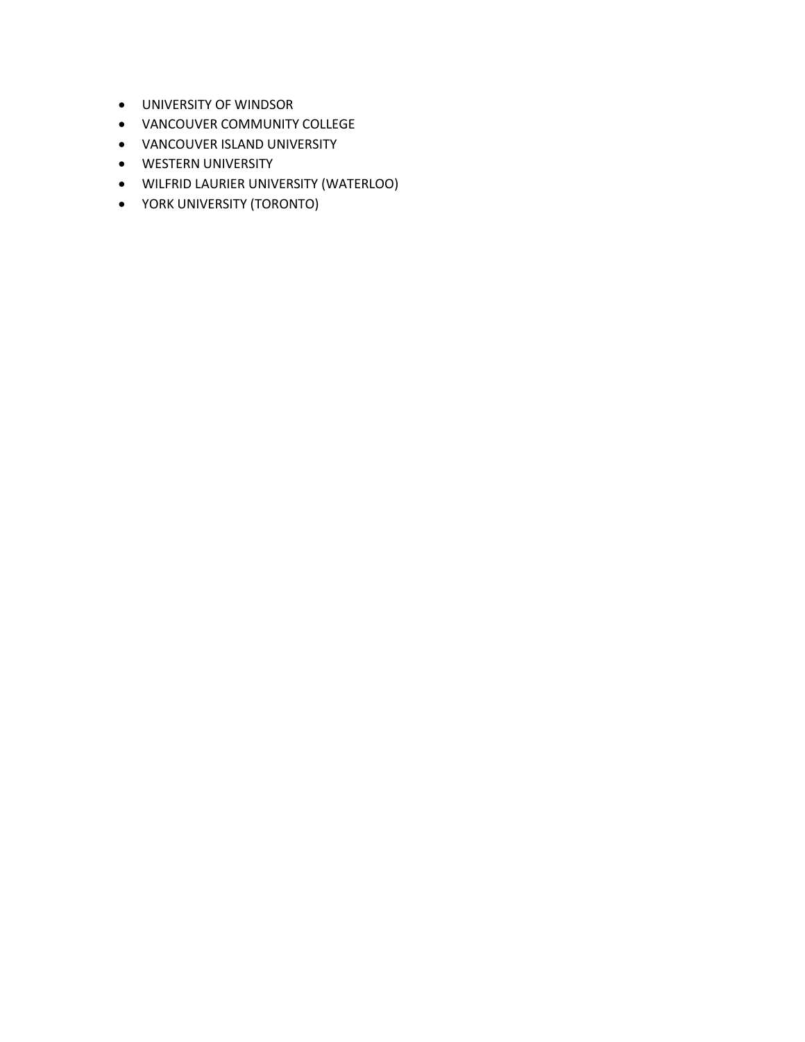- UNIVERSITY OF WINDSOR
- VANCOUVER COMMUNITY COLLEGE
- VANCOUVER ISLAND UNIVERSITY
- WESTERN UNIVERSITY
- WILFRID LAURIER UNIVERSITY (WATERLOO)
- YORK UNIVERSITY (TORONTO)